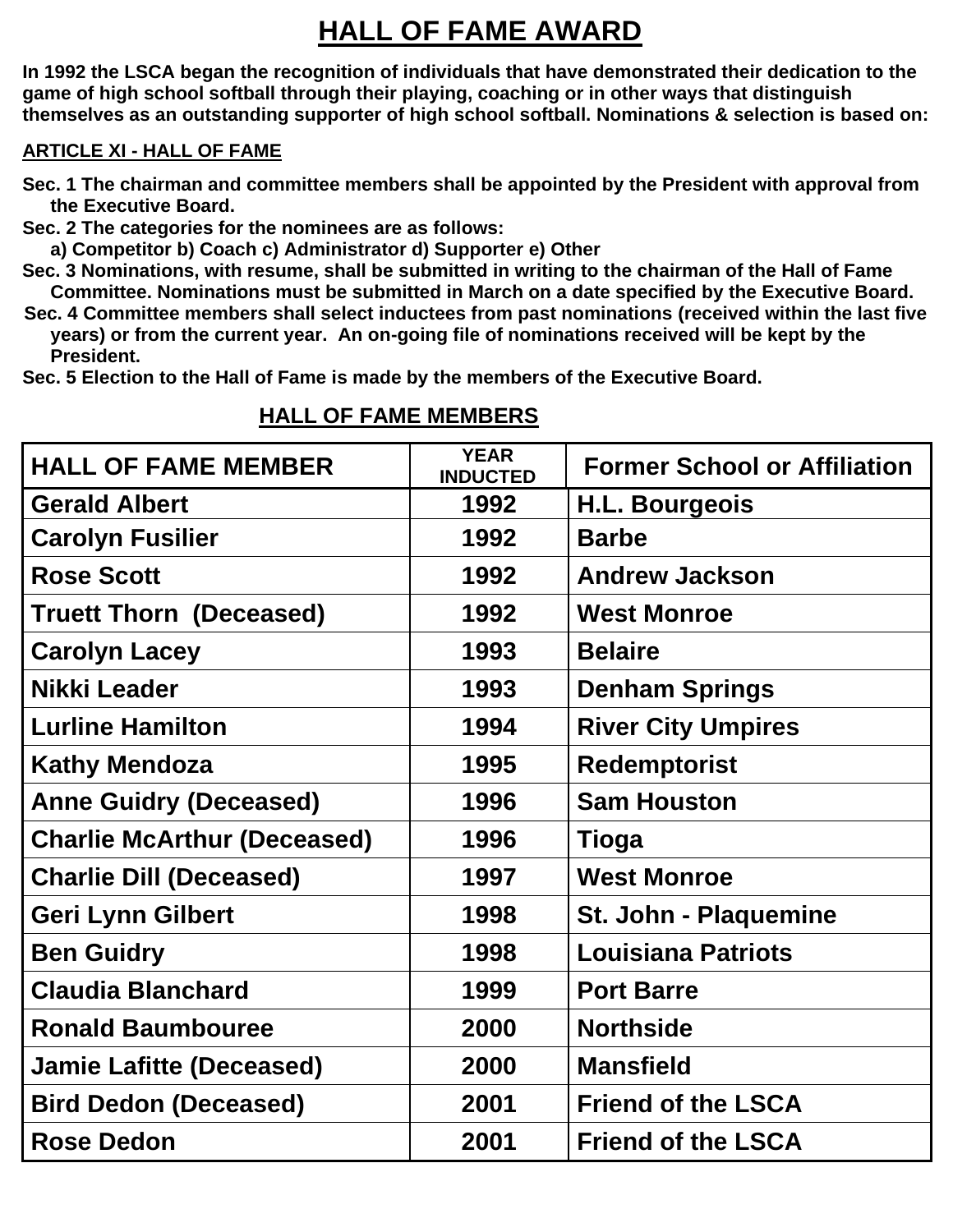# HALL OF FAME AWARD

**In 1992 the LSCA began the recognition of individuals that have demonstrated their dedication to the game of high school softball through their playing, coaching or in other ways that distinguish themselves as an outstanding supporter of high school softball. Nominations & selection is based on:**

**ARTICLE XI - HALL OF FAME**

**Sec. 1 The chairman and committee members shall be appointed by the President with approval from the Executive Board.**

**Sec. 2 The categories for the nominees are as follows:**
**a) Competitor b) Coach c) Administrator d) Supporter e) Other**

**Sec. 3 Nominations, with resume, shall be submitted in writing to the chairman of the Hall of Fame Committee. Nominations must be submitted in March on a date specified by the Executive Board.**

**Sec. 4 Committee members shall select inductees from past nominations (received within the last five years) or from the current year. An on-going file of nominations received will be kept by the President.**

**Sec. 5 Election to the Hall of Fame is made by the members of the Executive Board.**

## HALL OF FAME MEMBERS

| HALL OF FAME MEMBER | YEAR INDUCTED | Former School or Affiliation |
|---|---|---|
| Gerald Albert | 1992 | H.L. Bourgeois |
| Carolyn Fusilier | 1992 | Barbe |
| Rose Scott | 1992 | Andrew Jackson |
| Truett Thorn (Deceased) | 1992 | West Monroe |
| Carolyn Lacey | 1993 | Belaire |
| Nikki Leader | 1993 | Denham Springs |
| Lurline Hamilton | 1994 | River City Umpires |
| Kathy Mendoza | 1995 | Redemptorist |
| Anne Guidry (Deceased) | 1996 | Sam Houston |
| Charlie McArthur (Deceased) | 1996 | Tioga |
| Charlie Dill (Deceased) | 1997 | West Monroe |
| Geri Lynn Gilbert | 1998 | St. John - Plaquemine |
| Ben Guidry | 1998 | Louisiana Patriots |
| Claudia Blanchard | 1999 | Port Barre |
| Ronald Baumbouree | 2000 | Northside |
| Jamie Lafitte (Deceased) | 2000 | Mansfield |
| Bird Dedon (Deceased) | 2001 | Friend of the LSCA |
| Rose Dedon | 2001 | Friend of the LSCA |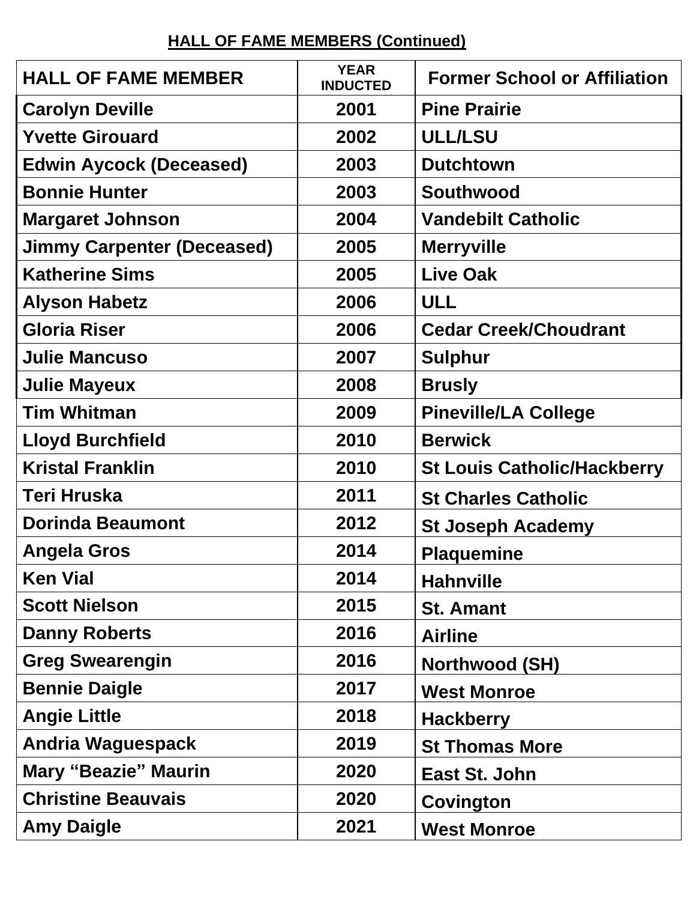**HALL OF FAME MEMBERS (Continued)**

| HALL OF FAME MEMBER | YEAR INDUCTED | Former School or Affiliation |
|---|---|---|
| Carolyn Deville | 2001 | Pine Prairie |
| Yvette Girouard | 2002 | ULL/LSU |
| Edwin Aycock (Deceased) | 2003 | Dutchtown |
| Bonnie Hunter | 2003 | Southwood |
| Margaret Johnson | 2004 | Vandebilt Catholic |
| Jimmy Carpenter (Deceased) | 2005 | Merryville |
| Katherine Sims | 2005 | Live Oak |
| Alyson Habetz | 2006 | ULL |
| Gloria Riser | 2006 | Cedar Creek/Choudrant |
| Julie Mancuso | 2007 | Sulphur |
| Julie Mayeux | 2008 | Brusly |
| Tim Whitman | 2009 | Pineville/LA College |
| Lloyd Burchfield | 2010 | Berwick |
| Kristal Franklin | 2010 | St Louis Catholic/Hackberry |
| Teri Hruska | 2011 | St Charles Catholic |
| Dorinda Beaumont | 2012 | St Joseph Academy |
| Angela Gros | 2014 | Plaquemine |
| Ken Vial | 2014 | Hahnville |
| Scott Nielson | 2015 | St. Amant |
| Danny Roberts | 2016 | Airline |
| Greg Swearengin | 2016 | Northwood (SH) |
| Bennie Daigle | 2017 | West Monroe |
| Angie Little | 2018 | Hackberry |
| Andria Waguespack | 2019 | St Thomas More |
| Mary “Beazie” Maurin | 2020 | East St. John |
| Christine Beauvais | 2020 | Covington |
| Amy Daigle | 2021 | West Monroe |